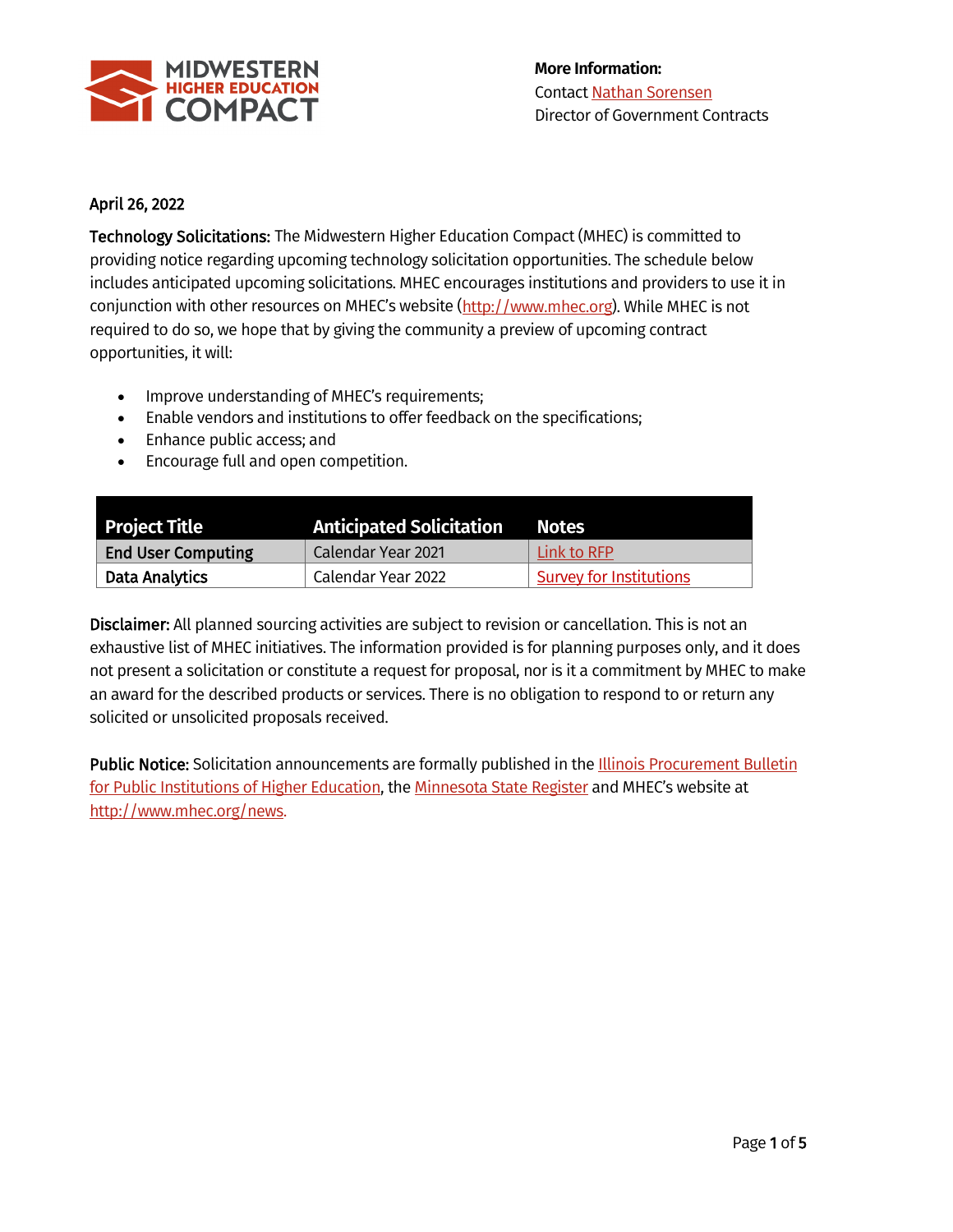MIDWESTERN HIGHER EDUCATION COMPACT

**More Information:**
Contact Nathan Sorensen
Director of Government Contracts

April 26, 2022

**Technology Solicitations:** The Midwestern Higher Education Compact (MHEC) is committed to providing notice regarding upcoming technology solicitation opportunities. The schedule below includes anticipated upcoming solicitations. MHEC encourages institutions and providers to use it in conjunction with other resources on MHEC's website (http://www.mhec.org). While MHEC is not required to do so, we hope that by giving the community a preview of upcoming contract opportunities, it will:

- Improve understanding of MHEC's requirements;
- Enable vendors and institutions to offer feedback on the specifications;
- Enhance public access; and
- Encourage full and open competition.

| Project Title | Anticipated Solicitation | Notes |
| --- | --- | --- |
| **End User Computing** | Calendar Year 2021 | Link to RFP |
| **Data Analytics** | Calendar Year 2022 | Survey for Institutions |

**Disclaimer:** All planned sourcing activities are subject to revision or cancellation. This is not an exhaustive list of MHEC initiatives. The information provided is for planning purposes only, and it does not present a solicitation or constitute a request for proposal, nor is it a commitment by MHEC to make an award for the described products or services. There is no obligation to respond to or return any solicited or unsolicited proposals received.

**Public Notice:** Solicitation announcements are formally published in the Illinois Procurement Bulletin for Public Institutions of Higher Education, the Minnesota State Register and MHEC's website at http://www.mhec.org/news.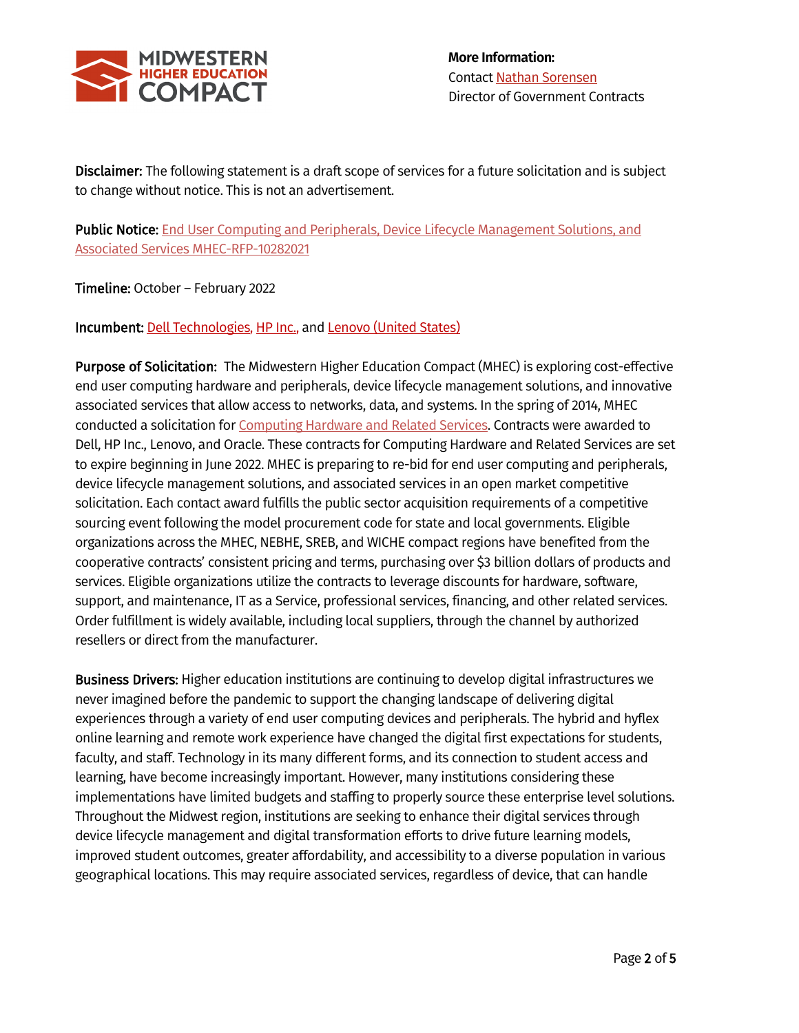MIDWESTERN HIGHER EDUCATION COMPACT

**More Information:**
Contact Nathan Sorensen
Director of Government Contracts

**Disclaimer:** The following statement is a draft scope of services for a future solicitation and is subject to change without notice. This is not an advertisement.

**Public Notice:** End User Computing and Peripherals, Device Lifecycle Management Solutions, and Associated Services MHEC-RFP-10282021

**Timeline:** October – February 2022

**Incumbent:** Dell Technologies, HP Inc., and Lenovo (United States)

**Purpose of Solicitation:** The Midwestern Higher Education Compact (MHEC) is exploring cost-effective end user computing hardware and peripherals, device lifecycle management solutions, and innovative associated services that allow access to networks, data, and systems. In the spring of 2014, MHEC conducted a solicitation for Computing Hardware and Related Services. Contracts were awarded to Dell, HP Inc., Lenovo, and Oracle. These contracts for Computing Hardware and Related Services are set to expire beginning in June 2022. MHEC is preparing to re-bid for end user computing and peripherals, device lifecycle management solutions, and associated services in an open market competitive solicitation. Each contact award fulfills the public sector acquisition requirements of a competitive sourcing event following the model procurement code for state and local governments. Eligible organizations across the MHEC, NEBHE, SREB, and WICHE compact regions have benefited from the cooperative contracts' consistent pricing and terms, purchasing over $3 billion dollars of products and services. Eligible organizations utilize the contracts to leverage discounts for hardware, software, support, and maintenance, IT as a Service, professional services, financing, and other related services. Order fulfillment is widely available, including local suppliers, through the channel by authorized resellers or direct from the manufacturer.

**Business Drivers:** Higher education institutions are continuing to develop digital infrastructures we never imagined before the pandemic to support the changing landscape of delivering digital experiences through a variety of end user computing devices and peripherals. The hybrid and hyflex online learning and remote work experience have changed the digital first expectations for students, faculty, and staff. Technology in its many different forms, and its connection to student access and learning, have become increasingly important. However, many institutions considering these implementations have limited budgets and staffing to properly source these enterprise level solutions. Throughout the Midwest region, institutions are seeking to enhance their digital services through device lifecycle management and digital transformation efforts to drive future learning models, improved student outcomes, greater affordability, and accessibility to a diverse population in various geographical locations. This may require associated services, regardless of device, that can handle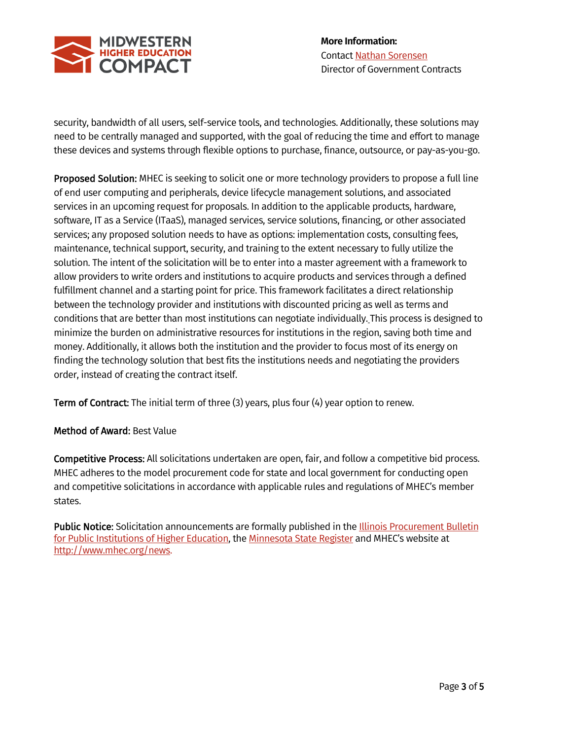security, bandwidth of all users, self-service tools, and technologies. Additionally, these solutions may need to be centrally managed and supported, with the goal of reducing the time and effort to manage these devices and systems through flexible options to purchase, finance, outsource, or pay-as-you-go.

**Proposed Solution:** MHEC is seeking to solicit one or more technology providers to propose a full line of end user computing and peripherals, device lifecycle management solutions, and associated services in an upcoming request for proposals. In addition to the applicable products, hardware, software, IT as a Service (ITaaS), managed services, service solutions, financing, or other associated services; any proposed solution needs to have as options: implementation costs, consulting fees, maintenance, technical support, security, and training to the extent necessary to fully utilize the solution. The intent of the solicitation will be to enter into a master agreement with a framework to allow providers to write orders and institutions to acquire products and services through a defined fulfillment channel and a starting point for price. This framework facilitates a direct relationship between the technology provider and institutions with discounted pricing as well as terms and conditions that are better than most institutions can negotiate individually. This process is designed to minimize the burden on administrative resources for institutions in the region, saving both time and money. Additionally, it allows both the institution and the provider to focus most of its energy on finding the technology solution that best fits the institutions needs and negotiating the providers order, instead of creating the contract itself.

**Term of Contract:** The initial term of three (3) years, plus four (4) year option to renew.

**Method of Award:** Best Value

**Competitive Process:** All solicitations undertaken are open, fair, and follow a competitive bid process. MHEC adheres to the model procurement code for state and local government for conducting open and competitive solicitations in accordance with applicable rules and regulations of MHEC's member states.

**Public Notice:** Solicitation announcements are formally published in the Illinois Procurement Bulletin for Public Institutions of Higher Education, the Minnesota State Register and MHEC's website at http://www.mhec.org/news.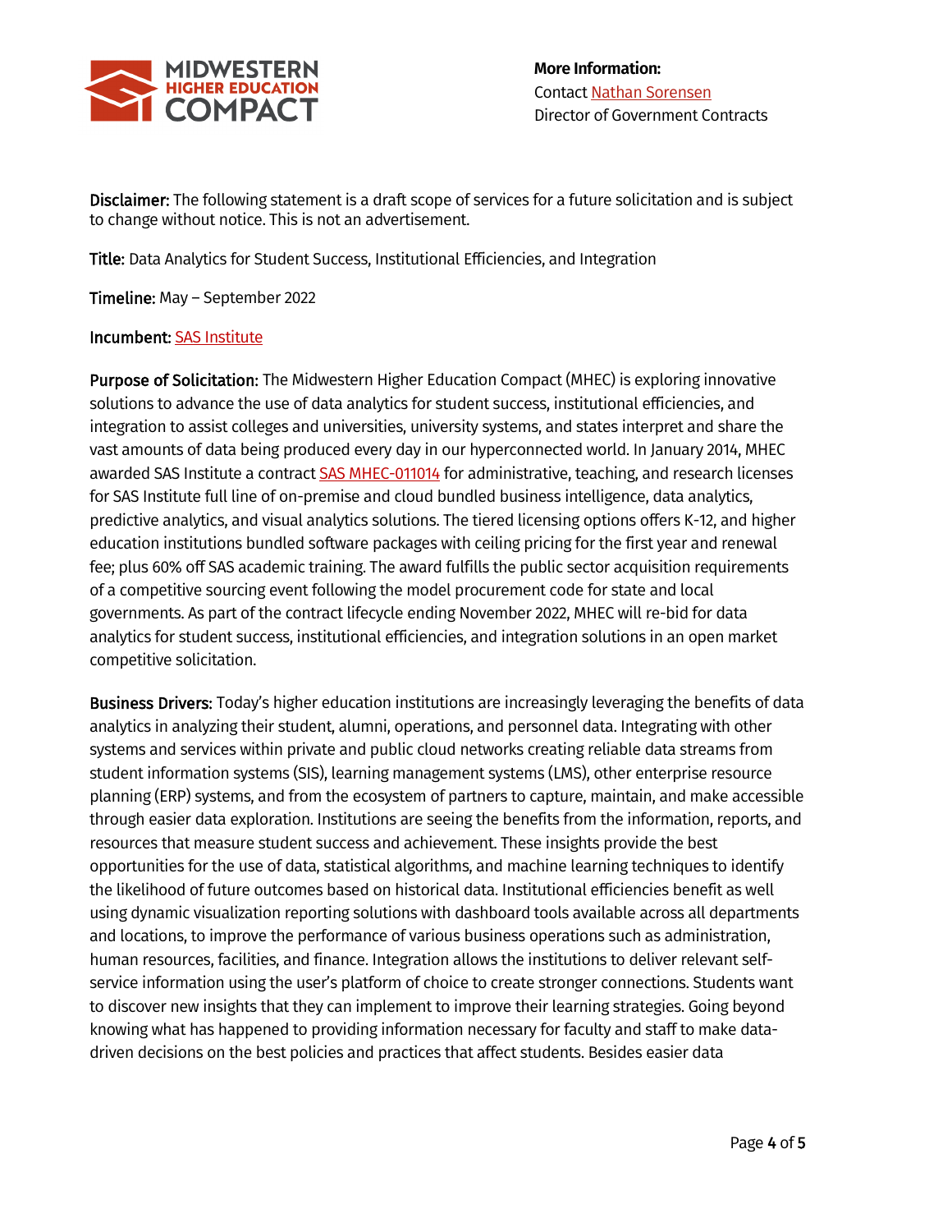**More Information:**
Contact [Nathan Sorensen]
Director of Government Contracts

**Disclaimer:** The following statement is a draft scope of services for a future solicitation and is subject to change without notice. This is not an advertisement.

**Title:** Data Analytics for Student Success, Institutional Efficiencies, and Integration

**Timeline:** May – September 2022

**Incumbent:** SAS Institute

**Purpose of Solicitation:** The Midwestern Higher Education Compact (MHEC) is exploring innovative solutions to advance the use of data analytics for student success, institutional efficiencies, and integration to assist colleges and universities, university systems, and states interpret and share the vast amounts of data being produced every day in our hyperconnected world. In January 2014, MHEC awarded SAS Institute a contract SAS MHEC-011014 for administrative, teaching, and research licenses for SAS Institute full line of on-premise and cloud bundled business intelligence, data analytics, predictive analytics, and visual analytics solutions. The tiered licensing options offers K-12, and higher education institutions bundled software packages with ceiling pricing for the first year and renewal fee; plus 60% off SAS academic training. The award fulfills the public sector acquisition requirements of a competitive sourcing event following the model procurement code for state and local governments. As part of the contract lifecycle ending November 2022, MHEC will re-bid for data analytics for student success, institutional efficiencies, and integration solutions in an open market competitive solicitation.

**Business Drivers:** Today's higher education institutions are increasingly leveraging the benefits of data analytics in analyzing their student, alumni, operations, and personnel data. Integrating with other systems and services within private and public cloud networks creating reliable data streams from student information systems (SIS), learning management systems (LMS), other enterprise resource planning (ERP) systems, and from the ecosystem of partners to capture, maintain, and make accessible through easier data exploration. Institutions are seeing the benefits from the information, reports, and resources that measure student success and achievement. These insights provide the best opportunities for the use of data, statistical algorithms, and machine learning techniques to identify the likelihood of future outcomes based on historical data. Institutional efficiencies benefit as well using dynamic visualization reporting solutions with dashboard tools available across all departments and locations, to improve the performance of various business operations such as administration, human resources, facilities, and finance. Integration allows the institutions to deliver relevant self-service information using the user's platform of choice to create stronger connections. Students want to discover new insights that they can implement to improve their learning strategies. Going beyond knowing what has happened to providing information necessary for faculty and staff to make data-driven decisions on the best policies and practices that affect students. Besides easier data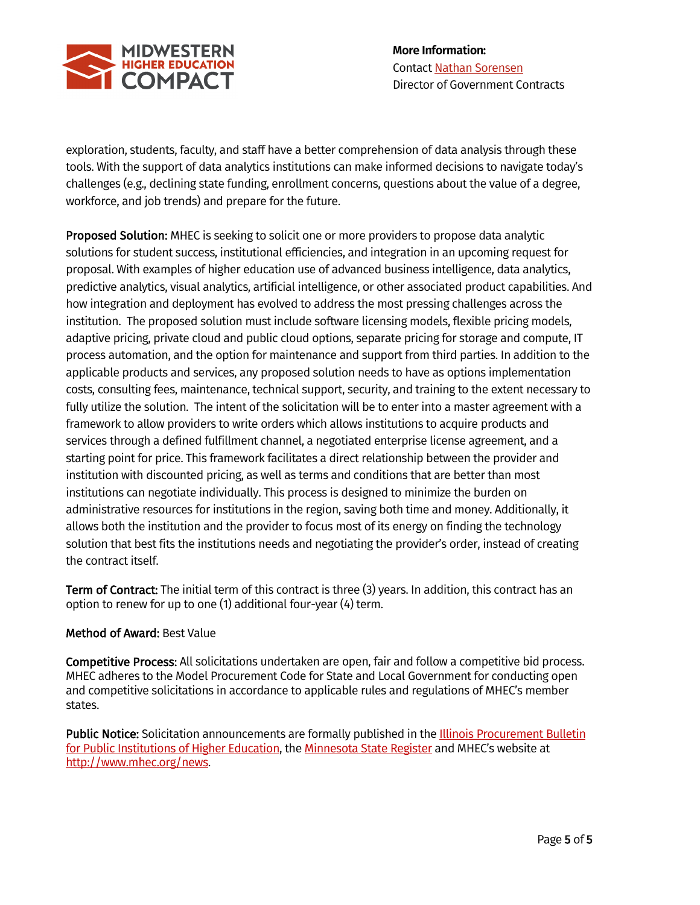exploration, students, faculty, and staff have a better comprehension of data analysis through these tools. With the support of data analytics institutions can make informed decisions to navigate today's challenges (e.g., declining state funding, enrollment concerns, questions about the value of a degree, workforce, and job trends) and prepare for the future.

**Proposed Solution:** MHEC is seeking to solicit one or more providers to propose data analytic solutions for student success, institutional efficiencies, and integration in an upcoming request for proposal. With examples of higher education use of advanced business intelligence, data analytics, predictive analytics, visual analytics, artificial intelligence, or other associated product capabilities. And how integration and deployment has evolved to address the most pressing challenges across the institution. The proposed solution must include software licensing models, flexible pricing models, adaptive pricing, private cloud and public cloud options, separate pricing for storage and compute, IT process automation, and the option for maintenance and support from third parties. In addition to the applicable products and services, any proposed solution needs to have as options implementation costs, consulting fees, maintenance, technical support, security, and training to the extent necessary to fully utilize the solution. The intent of the solicitation will be to enter into a master agreement with a framework to allow providers to write orders which allows institutions to acquire products and services through a defined fulfillment channel, a negotiated enterprise license agreement, and a starting point for price. This framework facilitates a direct relationship between the provider and institution with discounted pricing, as well as terms and conditions that are better than most institutions can negotiate individually. This process is designed to minimize the burden on administrative resources for institutions in the region, saving both time and money. Additionally, it allows both the institution and the provider to focus most of its energy on finding the technology solution that best fits the institutions needs and negotiating the provider's order, instead of creating the contract itself.

**Term of Contract:** The initial term of this contract is three (3) years. In addition, this contract has an option to renew for up to one (1) additional four-year (4) term.

**Method of Award:** Best Value

**Competitive Process:** All solicitations undertaken are open, fair and follow a competitive bid process. MHEC adheres to the Model Procurement Code for State and Local Government for conducting open and competitive solicitations in accordance to applicable rules and regulations of MHEC's member states.

**Public Notice:** Solicitation announcements are formally published in the Illinois Procurement Bulletin for Public Institutions of Higher Education, the Minnesota State Register and MHEC's website at http://www.mhec.org/news.